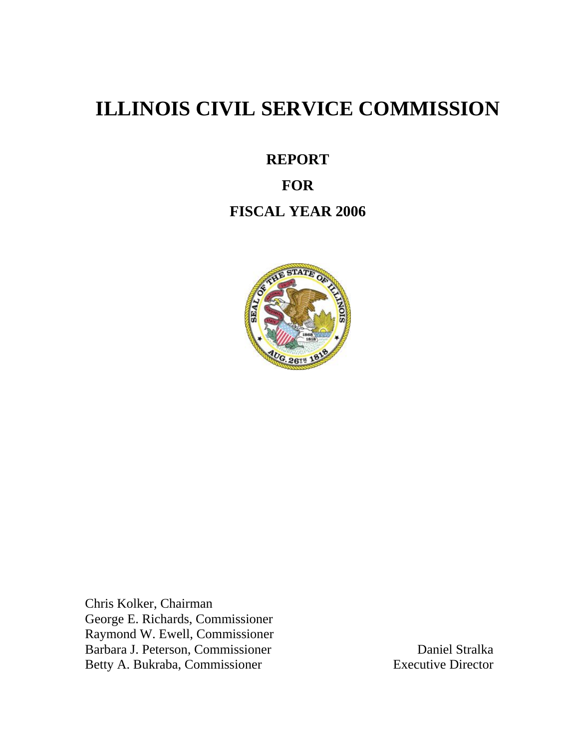# ILLINOIS CIVIL SERVICE COMMISSION

## REPORT

## FOR

## FISCAL YEAR 2006

Chris Kolker, Chairman
George E. Richards, Commissioner
Raymond W. Ewell, Commissioner
Barbara J. Peterson, Commissioner
Betty A. Bukraba, Commissioner

Daniel Stralka
Executive Director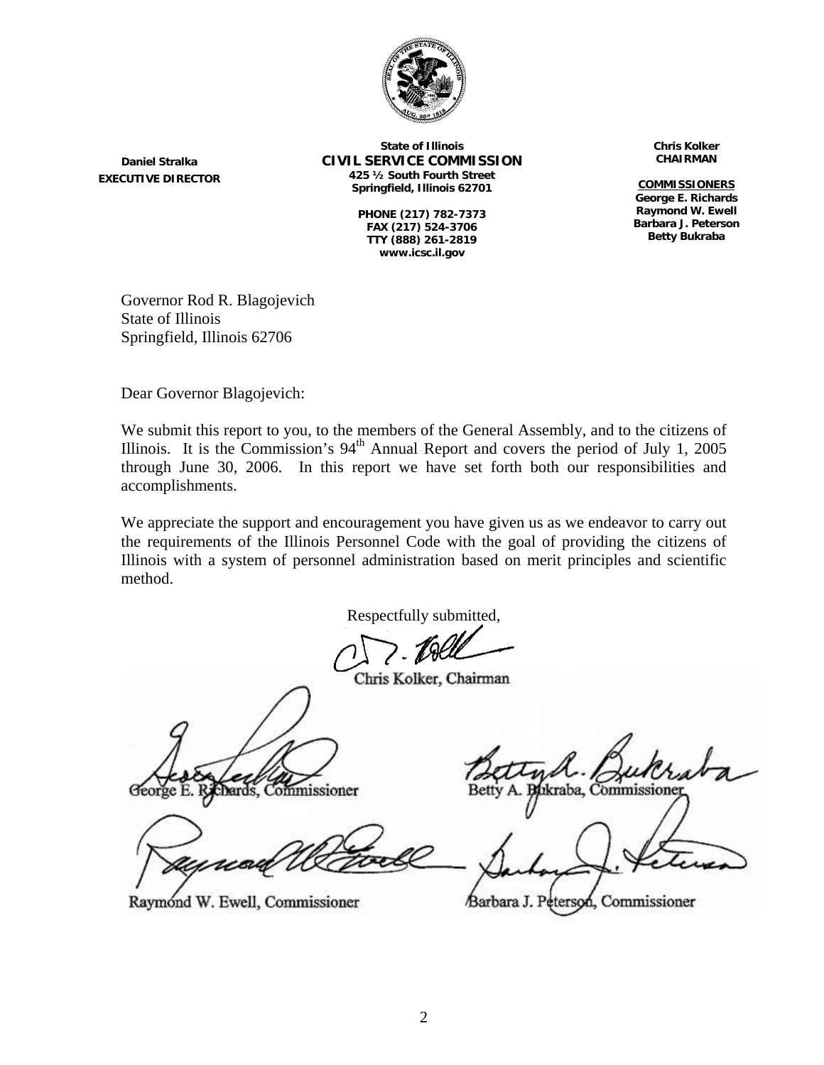**Daniel Stralka**
**EXECUTIVE DIRECTOR**

**State of Illinois**
**CIVIL SERVICE COMMISSION**
**425 ½ South Fourth Street**
**Springfield, Illinois 62701**

**PHONE (217) 782-7373**
**FAX (217) 524-3706**
**TTY (888) 261-2819**
**www.icsc.il.gov**

**Chris Kolker**
**CHAIRMAN**

**COMMISSIONERS**
**George E. Richards**
**Raymond W. Ewell**
**Barbara J. Peterson**
**Betty Bukraba**

Governor Rod R. Blagojevich
State of Illinois
Springfield, Illinois 62706

Dear Governor Blagojevich:

We submit this report to you, to the members of the General Assembly, and to the citizens of Illinois. It is the Commission's 94th Annual Report and covers the period of July 1, 2005 through June 30, 2006. In this report we have set forth both our responsibilities and accomplishments.

We appreciate the support and encouragement you have given us as we endeavor to carry out the requirements of the Illinois Personnel Code with the goal of providing the citizens of Illinois with a system of personnel administration based on merit principles and scientific method.

Respectfully submitted,

Chris Kolker, Chairman

George E. Richards, Commissioner

Betty A. Bukraba, Commissioner

Raymond W. Ewell, Commissioner

Barbara J. Peterson, Commissioner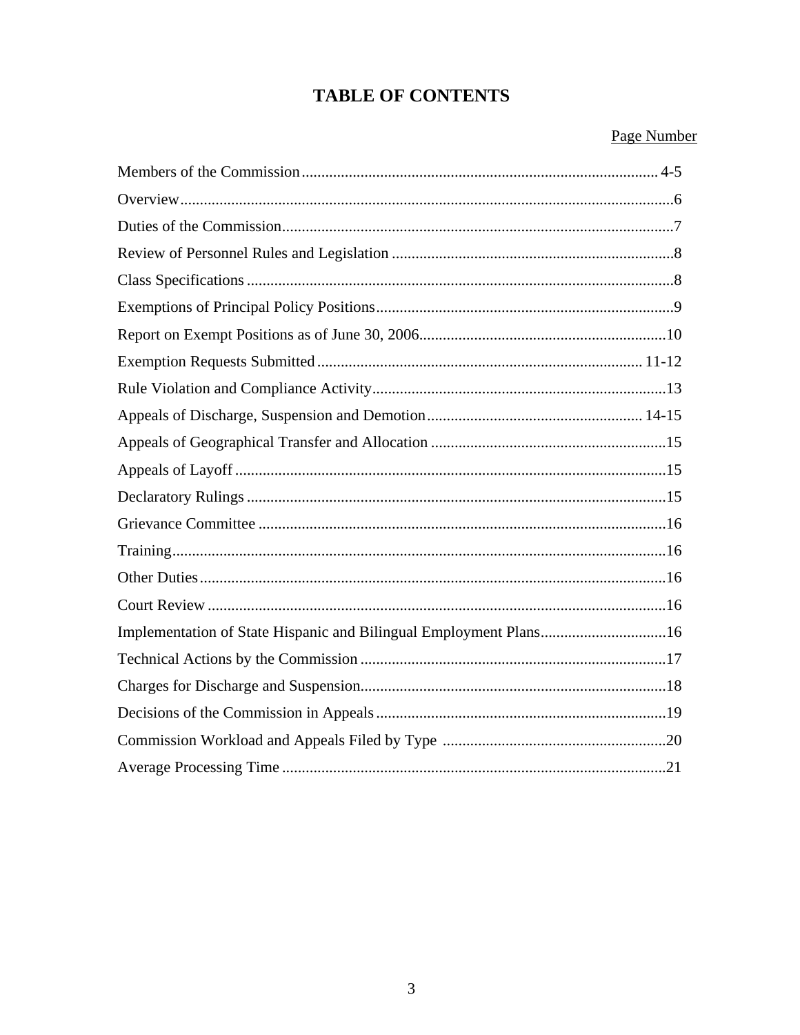# TABLE OF CONTENTS

| | Page Number |
|---|---|
| Members of the Commission | 4-5 |
| Overview | 6 |
| Duties of the Commission | 7 |
| Review of Personnel Rules and Legislation | 8 |
| Class Specifications | 8 |
| Exemptions of Principal Policy Positions | 9 |
| Report on Exempt Positions as of June 30, 2006 | 10 |
| Exemption Requests Submitted | 11-12 |
| Rule Violation and Compliance Activity | 13 |
| Appeals of Discharge, Suspension and Demotion | 14-15 |
| Appeals of Geographical Transfer and Allocation | 15 |
| Appeals of Layoff | 15 |
| Declaratory Rulings | 15 |
| Grievance Committee | 16 |
| Training | 16 |
| Other Duties | 16 |
| Court Review | 16 |
| Implementation of State Hispanic and Bilingual Employment Plans | 16 |
| Technical Actions by the Commission | 17 |
| Charges for Discharge and Suspension | 18 |
| Decisions of the Commission in Appeals | 19 |
| Commission Workload and Appeals Filed by Type | 20 |
| Average Processing Time | 21 |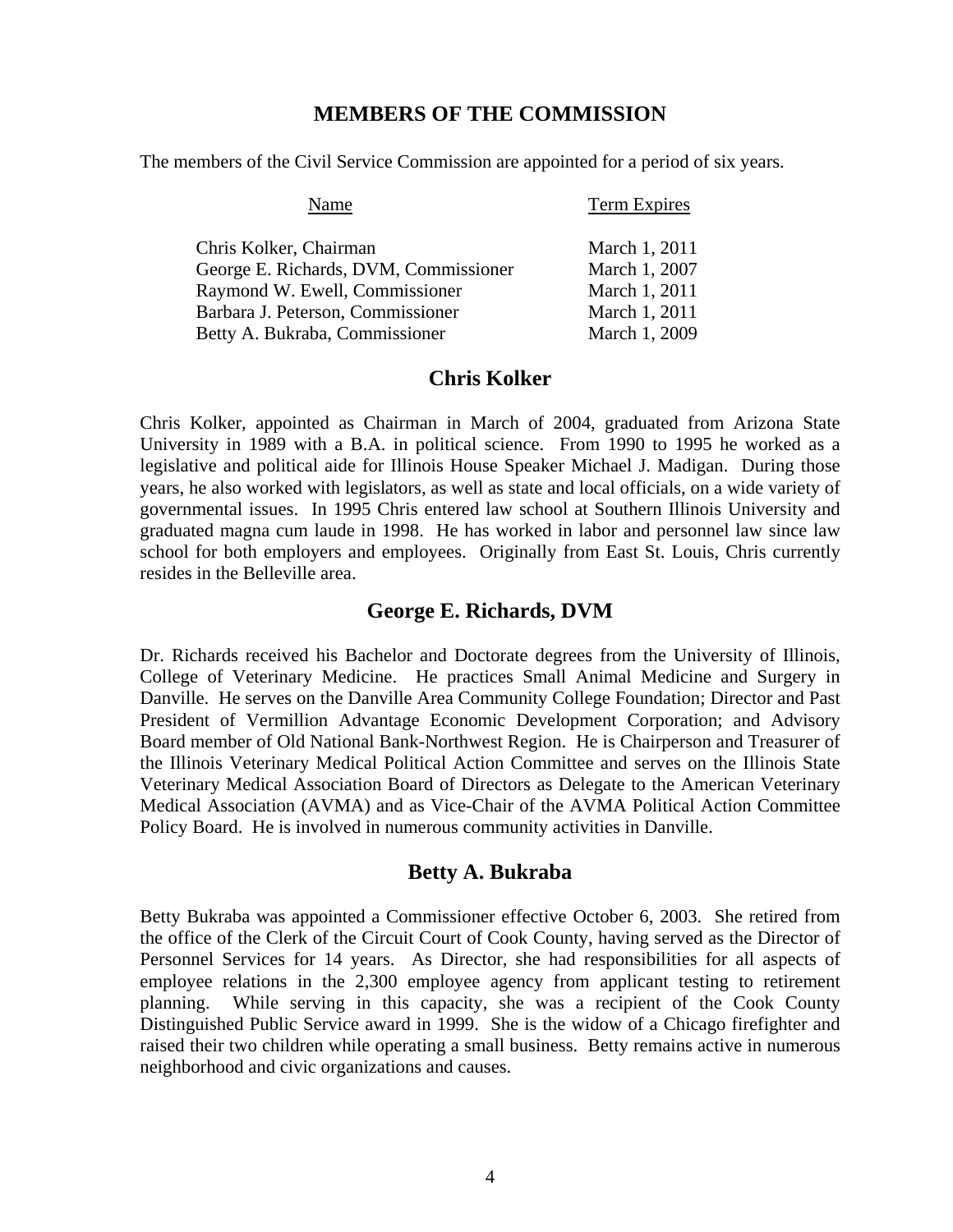## MEMBERS OF THE COMMISSION

The members of the Civil Service Commission are appointed for a period of six years.

| Name | Term Expires |
|---|---|
| Chris Kolker, Chairman | March 1, 2011 |
| George E. Richards, DVM, Commissioner | March 1, 2007 |
| Raymond W. Ewell, Commissioner | March 1, 2011 |
| Barbara J. Peterson, Commissioner | March 1, 2011 |
| Betty A. Bukraba, Commissioner | March 1, 2009 |

## Chris Kolker

Chris Kolker, appointed as Chairman in March of 2004, graduated from Arizona State University in 1989 with a B.A. in political science. From 1990 to 1995 he worked as a legislative and political aide for Illinois House Speaker Michael J. Madigan. During those years, he also worked with legislators, as well as state and local officials, on a wide variety of governmental issues. In 1995 Chris entered law school at Southern Illinois University and graduated magna cum laude in 1998. He has worked in labor and personnel law since law school for both employers and employees. Originally from East St. Louis, Chris currently resides in the Belleville area.

## George E. Richards, DVM

Dr. Richards received his Bachelor and Doctorate degrees from the University of Illinois, College of Veterinary Medicine. He practices Small Animal Medicine and Surgery in Danville. He serves on the Danville Area Community College Foundation; Director and Past President of Vermillion Advantage Economic Development Corporation; and Advisory Board member of Old National Bank-Northwest Region. He is Chairperson and Treasurer of the Illinois Veterinary Medical Political Action Committee and serves on the Illinois State Veterinary Medical Association Board of Directors as Delegate to the American Veterinary Medical Association (AVMA) and as Vice-Chair of the AVMA Political Action Committee Policy Board. He is involved in numerous community activities in Danville.

## Betty A. Bukraba

Betty Bukraba was appointed a Commissioner effective October 6, 2003. She retired from the office of the Clerk of the Circuit Court of Cook County, having served as the Director of Personnel Services for 14 years. As Director, she had responsibilities for all aspects of employee relations in the 2,300 employee agency from applicant testing to retirement planning. While serving in this capacity, she was a recipient of the Cook County Distinguished Public Service award in 1999. She is the widow of a Chicago firefighter and raised their two children while operating a small business. Betty remains active in numerous neighborhood and civic organizations and causes.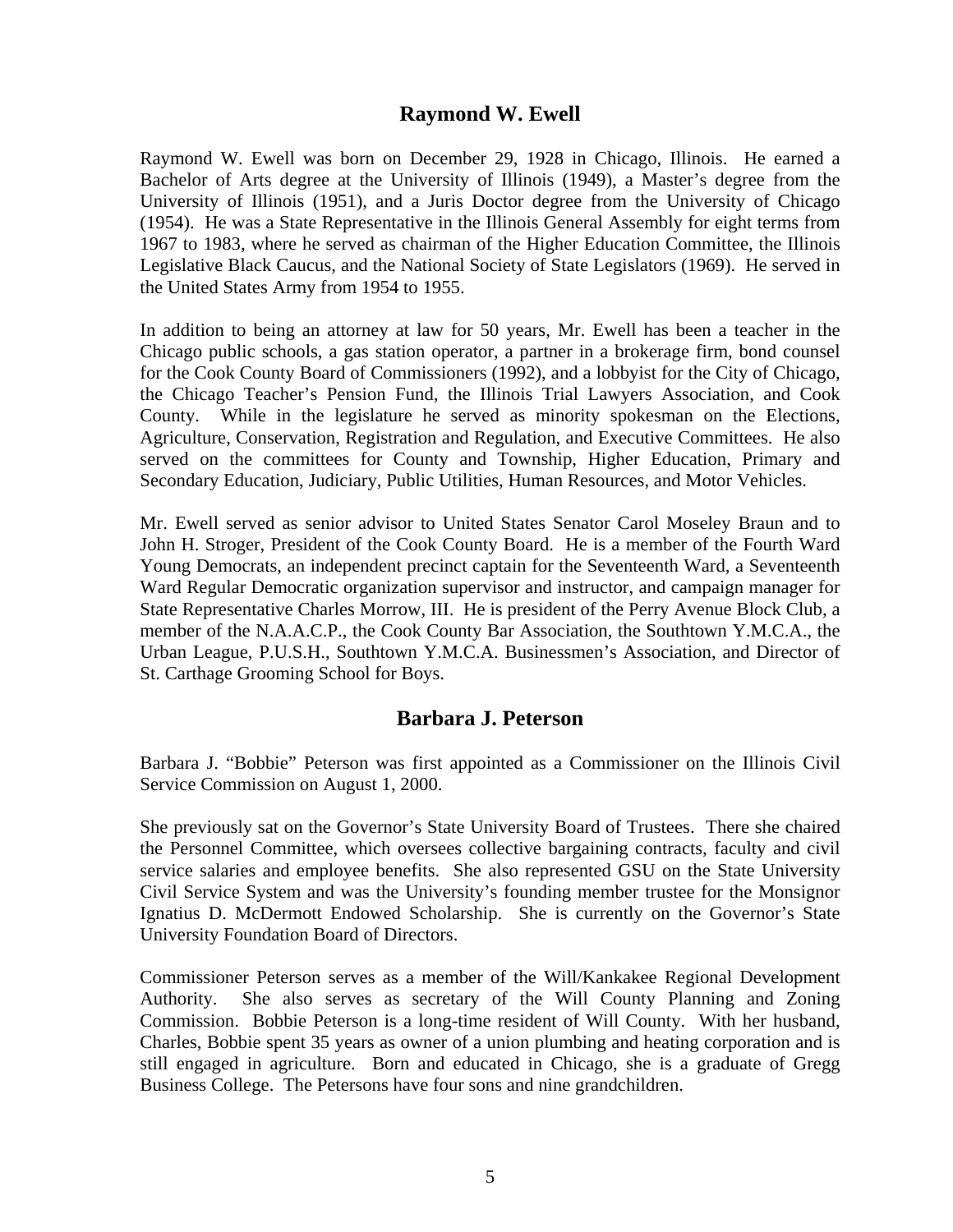## Raymond W. Ewell

Raymond W. Ewell was born on December 29, 1928 in Chicago, Illinois. He earned a Bachelor of Arts degree at the University of Illinois (1949), a Master's degree from the University of Illinois (1951), and a Juris Doctor degree from the University of Chicago (1954). He was a State Representative in the Illinois General Assembly for eight terms from 1967 to 1983, where he served as chairman of the Higher Education Committee, the Illinois Legislative Black Caucus, and the National Society of State Legislators (1969). He served in the United States Army from 1954 to 1955.

In addition to being an attorney at law for 50 years, Mr. Ewell has been a teacher in the Chicago public schools, a gas station operator, a partner in a brokerage firm, bond counsel for the Cook County Board of Commissioners (1992), and a lobbyist for the City of Chicago, the Chicago Teacher's Pension Fund, the Illinois Trial Lawyers Association, and Cook County. While in the legislature he served as minority spokesman on the Elections, Agriculture, Conservation, Registration and Regulation, and Executive Committees. He also served on the committees for County and Township, Higher Education, Primary and Secondary Education, Judiciary, Public Utilities, Human Resources, and Motor Vehicles.

Mr. Ewell served as senior advisor to United States Senator Carol Moseley Braun and to John H. Stroger, President of the Cook County Board. He is a member of the Fourth Ward Young Democrats, an independent precinct captain for the Seventeenth Ward, a Seventeenth Ward Regular Democratic organization supervisor and instructor, and campaign manager for State Representative Charles Morrow, III. He is president of the Perry Avenue Block Club, a member of the N.A.A.C.P., the Cook County Bar Association, the Southtown Y.M.C.A., the Urban League, P.U.S.H., Southtown Y.M.C.A. Businessmen's Association, and Director of St. Carthage Grooming School for Boys.

## Barbara J. Peterson

Barbara J. "Bobbie" Peterson was first appointed as a Commissioner on the Illinois Civil Service Commission on August 1, 2000.

She previously sat on the Governor's State University Board of Trustees. There she chaired the Personnel Committee, which oversees collective bargaining contracts, faculty and civil service salaries and employee benefits. She also represented GSU on the State University Civil Service System and was the University's founding member trustee for the Monsignor Ignatius D. McDermott Endowed Scholarship. She is currently on the Governor's State University Foundation Board of Directors.

Commissioner Peterson serves as a member of the Will/Kankakee Regional Development Authority. She also serves as secretary of the Will County Planning and Zoning Commission. Bobbie Peterson is a long-time resident of Will County. With her husband, Charles, Bobbie spent 35 years as owner of a union plumbing and heating corporation and is still engaged in agriculture. Born and educated in Chicago, she is a graduate of Gregg Business College. The Petersons have four sons and nine grandchildren.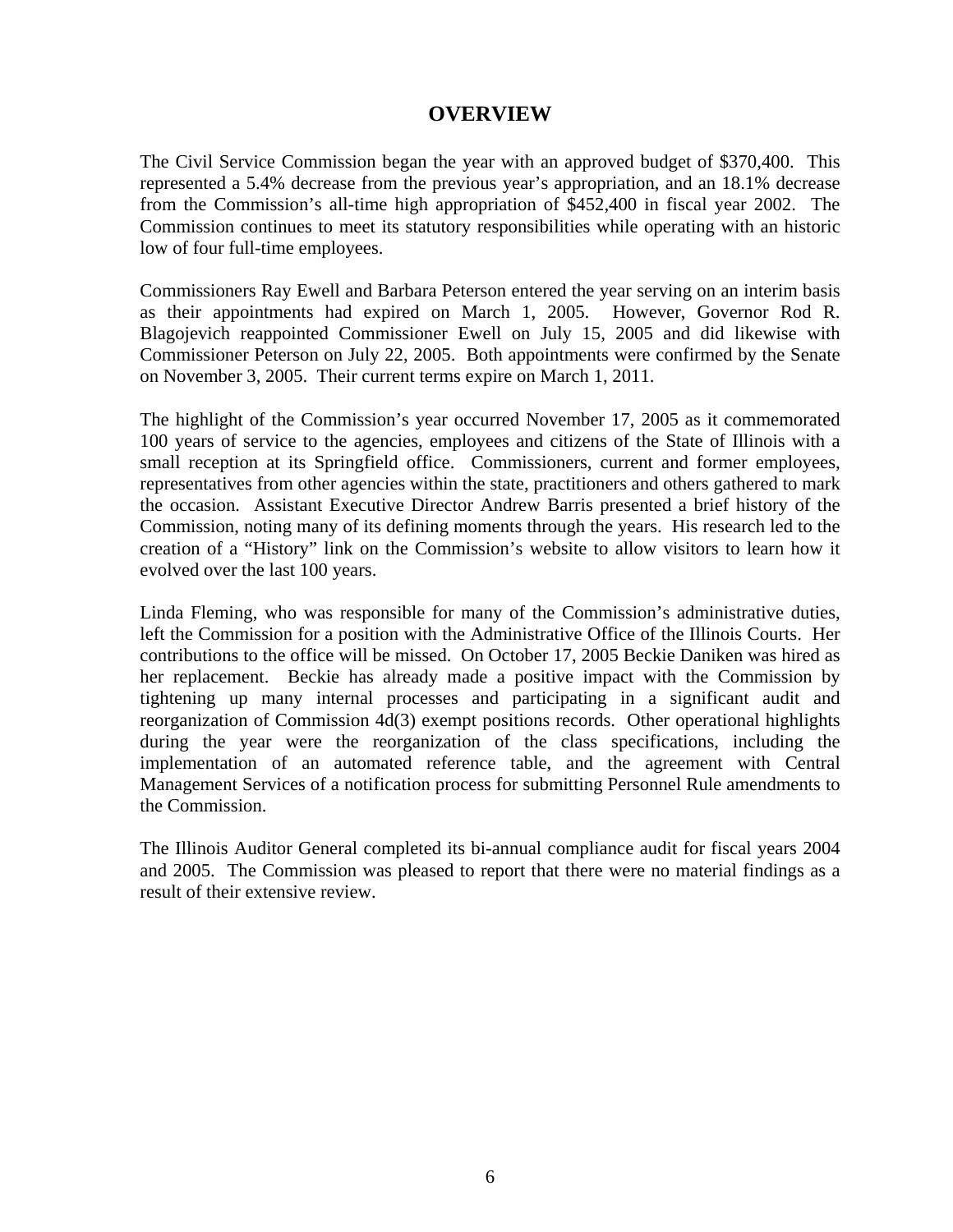# OVERVIEW

The Civil Service Commission began the year with an approved budget of $370,400. This represented a 5.4% decrease from the previous year's appropriation, and an 18.1% decrease from the Commission's all-time high appropriation of $452,400 in fiscal year 2002. The Commission continues to meet its statutory responsibilities while operating with an historic low of four full-time employees.

Commissioners Ray Ewell and Barbara Peterson entered the year serving on an interim basis as their appointments had expired on March 1, 2005. However, Governor Rod R. Blagojevich reappointed Commissioner Ewell on July 15, 2005 and did likewise with Commissioner Peterson on July 22, 2005. Both appointments were confirmed by the Senate on November 3, 2005. Their current terms expire on March 1, 2011.

The highlight of the Commission's year occurred November 17, 2005 as it commemorated 100 years of service to the agencies, employees and citizens of the State of Illinois with a small reception at its Springfield office. Commissioners, current and former employees, representatives from other agencies within the state, practitioners and others gathered to mark the occasion. Assistant Executive Director Andrew Barris presented a brief history of the Commission, noting many of its defining moments through the years. His research led to the creation of a "History" link on the Commission's website to allow visitors to learn how it evolved over the last 100 years.

Linda Fleming, who was responsible for many of the Commission's administrative duties, left the Commission for a position with the Administrative Office of the Illinois Courts. Her contributions to the office will be missed. On October 17, 2005 Beckie Daniken was hired as her replacement. Beckie has already made a positive impact with the Commission by tightening up many internal processes and participating in a significant audit and reorganization of Commission 4d(3) exempt positions records. Other operational highlights during the year were the reorganization of the class specifications, including the implementation of an automated reference table, and the agreement with Central Management Services of a notification process for submitting Personnel Rule amendments to the Commission.

The Illinois Auditor General completed its bi-annual compliance audit for fiscal years 2004 and 2005. The Commission was pleased to report that there were no material findings as a result of their extensive review.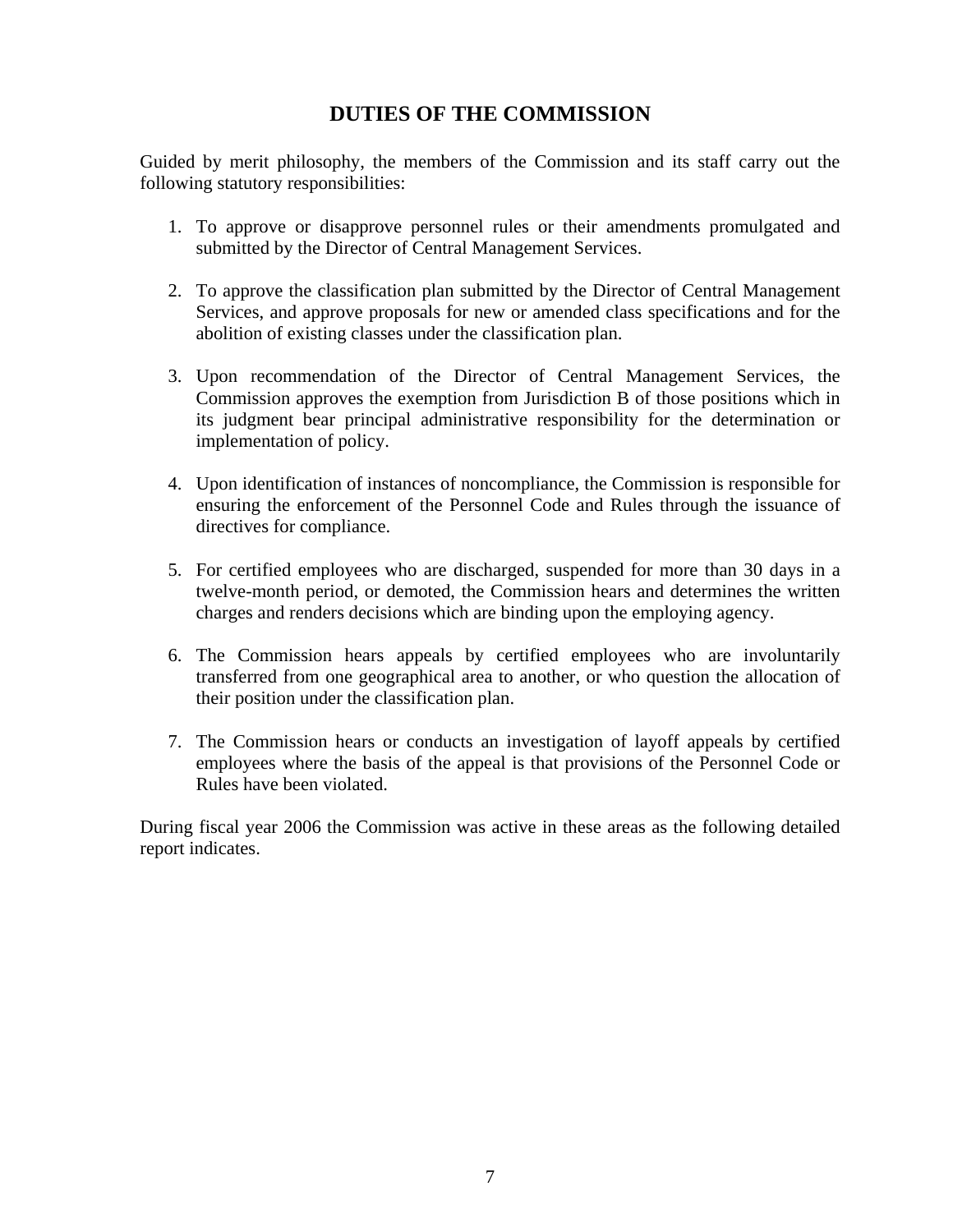## DUTIES OF THE COMMISSION

Guided by merit philosophy, the members of the Commission and its staff carry out the following statutory responsibilities:

1. To approve or disapprove personnel rules or their amendments promulgated and submitted by the Director of Central Management Services.

2. To approve the classification plan submitted by the Director of Central Management Services, and approve proposals for new or amended class specifications and for the abolition of existing classes under the classification plan.

3. Upon recommendation of the Director of Central Management Services, the Commission approves the exemption from Jurisdiction B of those positions which in its judgment bear principal administrative responsibility for the determination or implementation of policy.

4. Upon identification of instances of noncompliance, the Commission is responsible for ensuring the enforcement of the Personnel Code and Rules through the issuance of directives for compliance.

5. For certified employees who are discharged, suspended for more than 30 days in a twelve-month period, or demoted, the Commission hears and determines the written charges and renders decisions which are binding upon the employing agency.

6. The Commission hears appeals by certified employees who are involuntarily transferred from one geographical area to another, or who question the allocation of their position under the classification plan.

7. The Commission hears or conducts an investigation of layoff appeals by certified employees where the basis of the appeal is that provisions of the Personnel Code or Rules have been violated.

During fiscal year 2006 the Commission was active in these areas as the following detailed report indicates.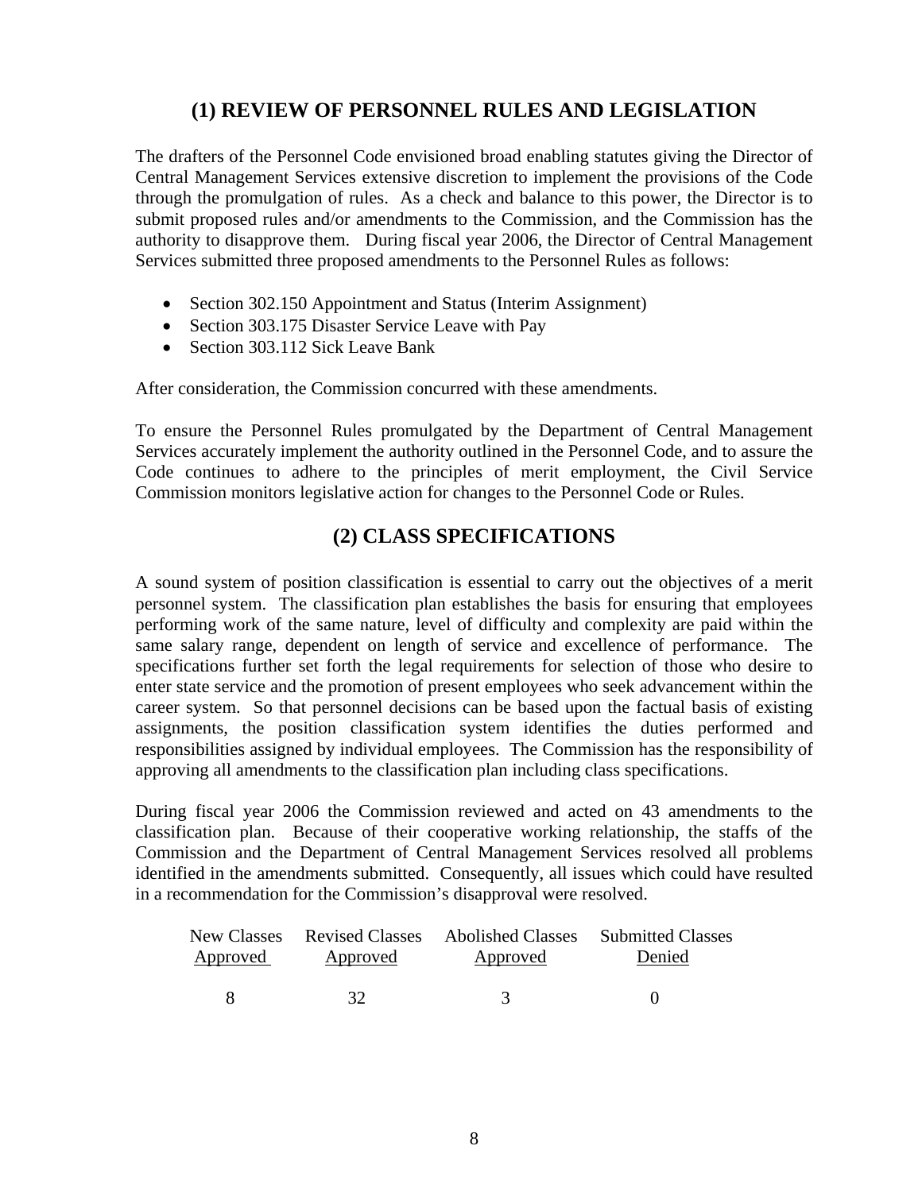## (1) REVIEW OF PERSONNEL RULES AND LEGISLATION

The drafters of the Personnel Code envisioned broad enabling statutes giving the Director of Central Management Services extensive discretion to implement the provisions of the Code through the promulgation of rules. As a check and balance to this power, the Director is to submit proposed rules and/or amendments to the Commission, and the Commission has the authority to disapprove them. During fiscal year 2006, the Director of Central Management Services submitted three proposed amendments to the Personnel Rules as follows:

- Section 302.150 Appointment and Status (Interim Assignment)
- Section 303.175 Disaster Service Leave with Pay
- Section 303.112 Sick Leave Bank

After consideration, the Commission concurred with these amendments.

To ensure the Personnel Rules promulgated by the Department of Central Management Services accurately implement the authority outlined in the Personnel Code, and to assure the Code continues to adhere to the principles of merit employment, the Civil Service Commission monitors legislative action for changes to the Personnel Code or Rules.

## (2) CLASS SPECIFICATIONS

A sound system of position classification is essential to carry out the objectives of a merit personnel system. The classification plan establishes the basis for ensuring that employees performing work of the same nature, level of difficulty and complexity are paid within the same salary range, dependent on length of service and excellence of performance. The specifications further set forth the legal requirements for selection of those who desire to enter state service and the promotion of present employees who seek advancement within the career system. So that personnel decisions can be based upon the factual basis of existing assignments, the position classification system identifies the duties performed and responsibilities assigned by individual employees. The Commission has the responsibility of approving all amendments to the classification plan including class specifications.

During fiscal year 2006 the Commission reviewed and acted on 43 amendments to the classification plan. Because of their cooperative working relationship, the staffs of the Commission and the Department of Central Management Services resolved all problems identified in the amendments submitted. Consequently, all issues which could have resulted in a recommendation for the Commission's disapproval were resolved.

| New Classes Approved | Revised Classes Approved | Abolished Classes Approved | Submitted Classes Denied |
|---|---|---|---|
| 8 | 32 | 3 | 0 |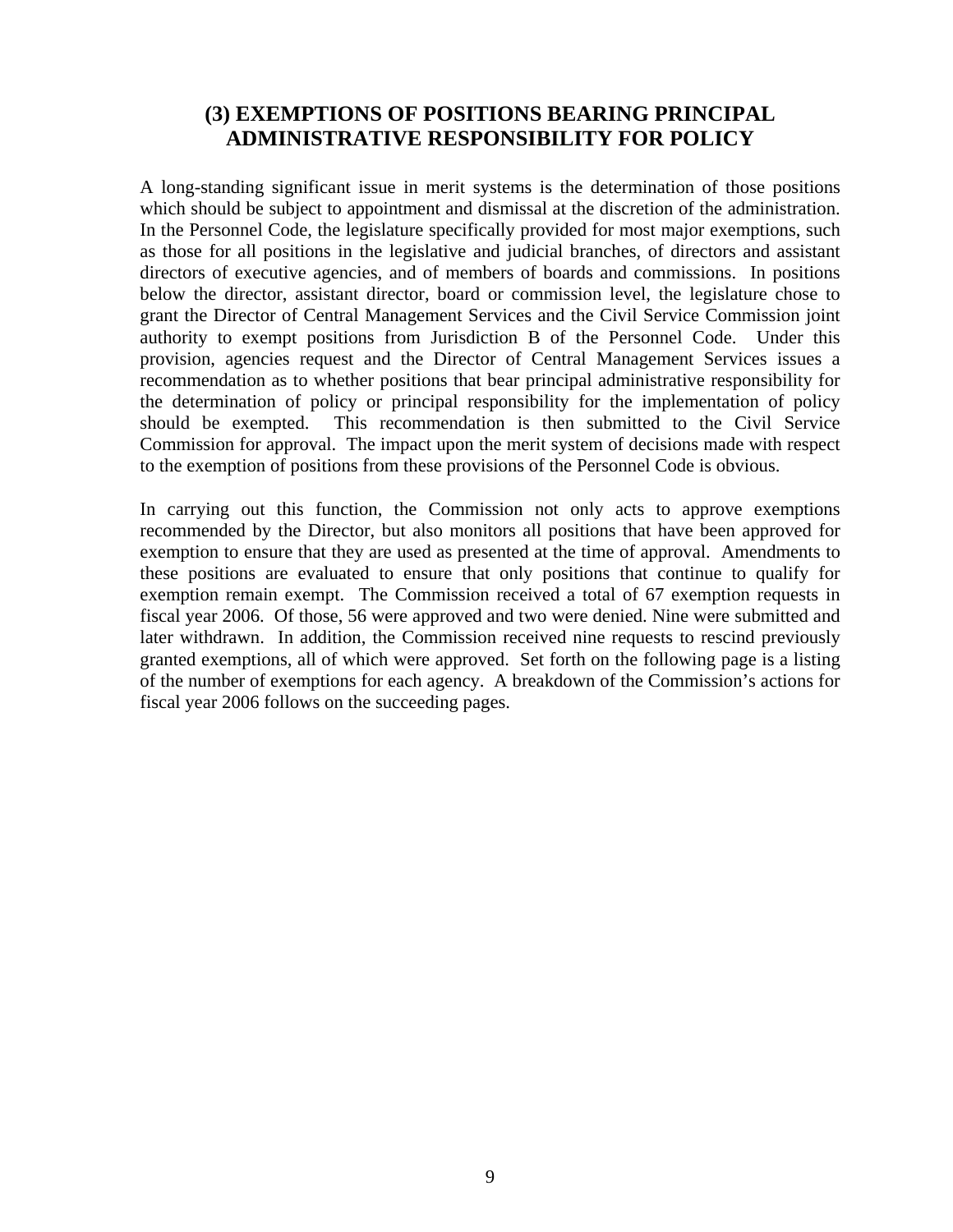## (3) EXEMPTIONS OF POSITIONS BEARING PRINCIPAL ADMINISTRATIVE RESPONSIBILITY FOR POLICY

A long-standing significant issue in merit systems is the determination of those positions which should be subject to appointment and dismissal at the discretion of the administration. In the Personnel Code, the legislature specifically provided for most major exemptions, such as those for all positions in the legislative and judicial branches, of directors and assistant directors of executive agencies, and of members of boards and commissions. In positions below the director, assistant director, board or commission level, the legislature chose to grant the Director of Central Management Services and the Civil Service Commission joint authority to exempt positions from Jurisdiction B of the Personnel Code. Under this provision, agencies request and the Director of Central Management Services issues a recommendation as to whether positions that bear principal administrative responsibility for the determination of policy or principal responsibility for the implementation of policy should be exempted. This recommendation is then submitted to the Civil Service Commission for approval. The impact upon the merit system of decisions made with respect to the exemption of positions from these provisions of the Personnel Code is obvious.

In carrying out this function, the Commission not only acts to approve exemptions recommended by the Director, but also monitors all positions that have been approved for exemption to ensure that they are used as presented at the time of approval. Amendments to these positions are evaluated to ensure that only positions that continue to qualify for exemption remain exempt. The Commission received a total of 67 exemption requests in fiscal year 2006. Of those, 56 were approved and two were denied. Nine were submitted and later withdrawn. In addition, the Commission received nine requests to rescind previously granted exemptions, all of which were approved. Set forth on the following page is a listing of the number of exemptions for each agency. A breakdown of the Commission's actions for fiscal year 2006 follows on the succeeding pages.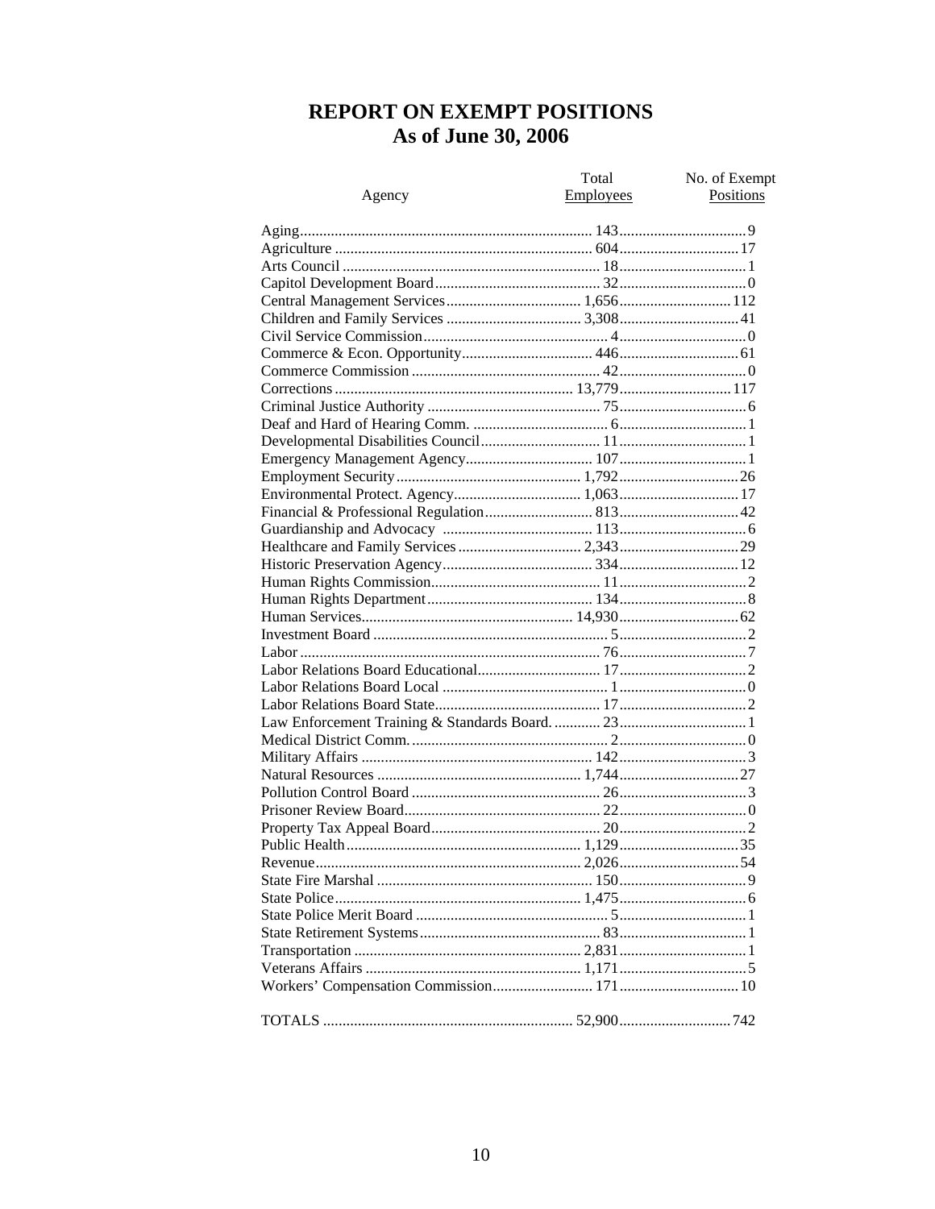# REPORT ON EXEMPT POSITIONS
## As of June 30, 2006

| Agency | Total Employees | No. of Exempt Positions |
|---|---|---|
| Aging | 143 | 9 |
| Agriculture | 604 | 17 |
| Arts Council | 18 | 1 |
| Capitol Development Board | 32 | 0 |
| Central Management Services | 1,656 | 112 |
| Children and Family Services | 3,308 | 41 |
| Civil Service Commission | 4 | 0 |
| Commerce & Econ. Opportunity | 446 | 61 |
| Commerce Commission | 42 | 0 |
| Corrections | 13,779 | 117 |
| Criminal Justice Authority | 75 | 6 |
| Deaf and Hard of Hearing Comm. | 6 | 1 |
| Developmental Disabilities Council | 11 | 1 |
| Emergency Management Agency | 107 | 1 |
| Employment Security | 1,792 | 26 |
| Environmental Protect. Agency | 1,063 | 17 |
| Financial & Professional Regulation | 813 | 42 |
| Guardianship and Advocacy | 113 | 6 |
| Healthcare and Family Services | 2,343 | 29 |
| Historic Preservation Agency | 334 | 12 |
| Human Rights Commission | 11 | 2 |
| Human Rights Department | 134 | 8 |
| Human Services | 14,930 | 62 |
| Investment Board | 5 | 2 |
| Labor | 76 | 7 |
| Labor Relations Board Educational | 17 | 2 |
| Labor Relations Board Local | 1 | 0 |
| Labor Relations Board State | 17 | 2 |
| Law Enforcement Training & Standards Board | 23 | 1 |
| Medical District Comm. | 2 | 0 |
| Military Affairs | 142 | 3 |
| Natural Resources | 1,744 | 27 |
| Pollution Control Board | 26 | 3 |
| Prisoner Review Board | 22 | 0 |
| Property Tax Appeal Board | 20 | 2 |
| Public Health | 1,129 | 35 |
| Revenue | 2,026 | 54 |
| State Fire Marshal | 150 | 9 |
| State Police | 1,475 | 6 |
| State Police Merit Board | 5 | 1 |
| State Retirement Systems | 83 | 1 |
| Transportation | 2,831 | 1 |
| Veterans Affairs | 1,171 | 5 |
| Workers' Compensation Commission | 171 | 10 |
| TOTALS | 52,900 | 742 |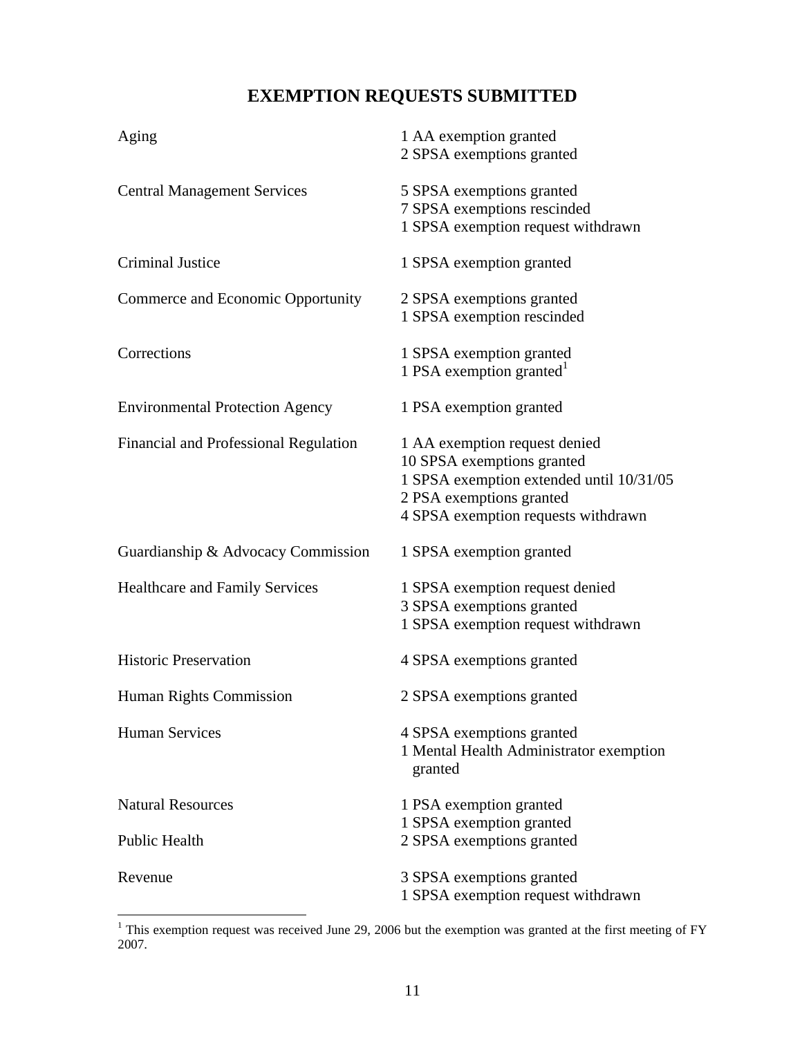# EXEMPTION REQUESTS SUBMITTED

| Agency | Exemption Requests |
|---|---|
| Aging | 1 AA exemption granted<br>2 SPSA exemptions granted |
| Central Management Services | 5 SPSA exemptions granted<br>7 SPSA exemptions rescinded<br>1 SPSA exemption request withdrawn |
| Criminal Justice | 1 SPSA exemption granted |
| Commerce and Economic Opportunity | 2 SPSA exemptions granted<br>1 SPSA exemption rescinded |
| Corrections | 1 SPSA exemption granted<br>1 PSA exemption granted[1] |
| Environmental Protection Agency | 1 PSA exemption granted |
| Financial and Professional Regulation | 1 AA exemption request denied<br>10 SPSA exemptions granted<br>1 SPSA exemption extended until 10/31/05<br>2 PSA exemptions granted<br>4 SPSA exemption requests withdrawn |
| Guardianship & Advocacy Commission | 1 SPSA exemption granted |
| Healthcare and Family Services | 1 SPSA exemption request denied<br>3 SPSA exemptions granted<br>1 SPSA exemption request withdrawn |
| Historic Preservation | 4 SPSA exemptions granted |
| Human Rights Commission | 2 SPSA exemptions granted |
| Human Services | 4 SPSA exemptions granted<br>1 Mental Health Administrator exemption granted |
| Natural Resources | 1 PSA exemption granted<br>1 SPSA exemption granted |
| Public Health | 2 SPSA exemptions granted |
| Revenue | 3 SPSA exemptions granted<br>1 SPSA exemption request withdrawn |

[1] This exemption request was received June 29, 2006 but the exemption was granted at the first meeting of FY 2007.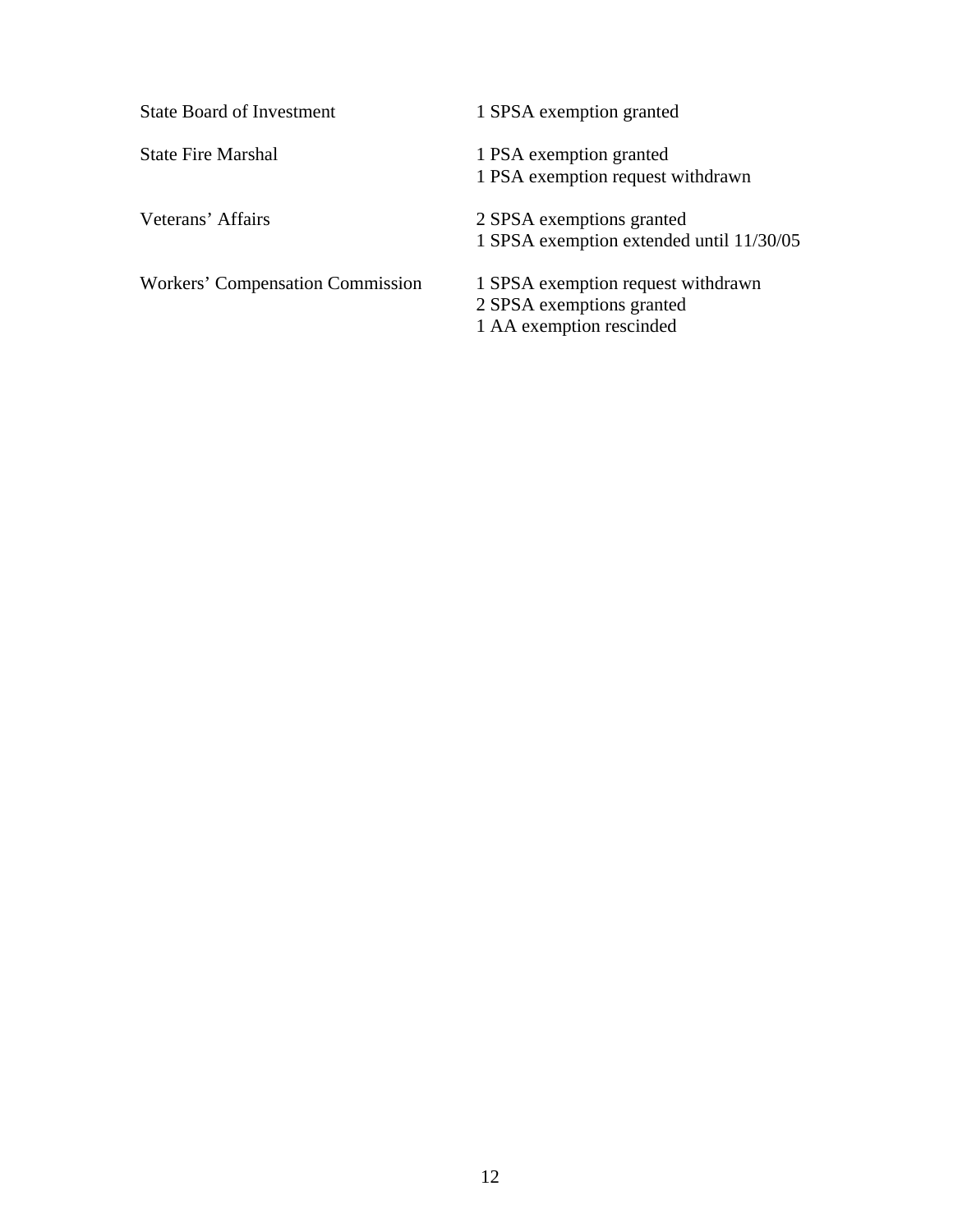| | |
|---|---|
| State Board of Investment | 1 SPSA exemption granted |
| State Fire Marshal | 1 PSA exemption granted<br>1 PSA exemption request withdrawn |
| Veterans' Affairs | 2 SPSA exemptions granted<br>1 SPSA exemption extended until 11/30/05 |
| Workers' Compensation Commission | 1 SPSA exemption request withdrawn<br>2 SPSA exemptions granted<br>1 AA exemption rescinded |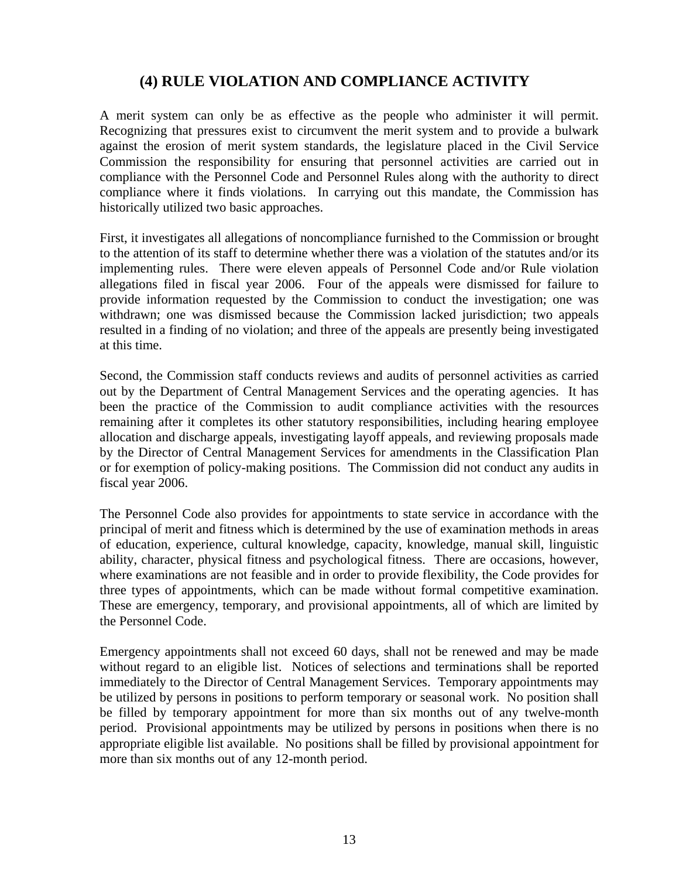## (4) RULE VIOLATION AND COMPLIANCE ACTIVITY

A merit system can only be as effective as the people who administer it will permit. Recognizing that pressures exist to circumvent the merit system and to provide a bulwark against the erosion of merit system standards, the legislature placed in the Civil Service Commission the responsibility for ensuring that personnel activities are carried out in compliance with the Personnel Code and Personnel Rules along with the authority to direct compliance where it finds violations. In carrying out this mandate, the Commission has historically utilized two basic approaches.

First, it investigates all allegations of noncompliance furnished to the Commission or brought to the attention of its staff to determine whether there was a violation of the statutes and/or its implementing rules. There were eleven appeals of Personnel Code and/or Rule violation allegations filed in fiscal year 2006. Four of the appeals were dismissed for failure to provide information requested by the Commission to conduct the investigation; one was withdrawn; one was dismissed because the Commission lacked jurisdiction; two appeals resulted in a finding of no violation; and three of the appeals are presently being investigated at this time.

Second, the Commission staff conducts reviews and audits of personnel activities as carried out by the Department of Central Management Services and the operating agencies. It has been the practice of the Commission to audit compliance activities with the resources remaining after it completes its other statutory responsibilities, including hearing employee allocation and discharge appeals, investigating layoff appeals, and reviewing proposals made by the Director of Central Management Services for amendments in the Classification Plan or for exemption of policy-making positions. The Commission did not conduct any audits in fiscal year 2006.

The Personnel Code also provides for appointments to state service in accordance with the principal of merit and fitness which is determined by the use of examination methods in areas of education, experience, cultural knowledge, capacity, knowledge, manual skill, linguistic ability, character, physical fitness and psychological fitness. There are occasions, however, where examinations are not feasible and in order to provide flexibility, the Code provides for three types of appointments, which can be made without formal competitive examination. These are emergency, temporary, and provisional appointments, all of which are limited by the Personnel Code.

Emergency appointments shall not exceed 60 days, shall not be renewed and may be made without regard to an eligible list. Notices of selections and terminations shall be reported immediately to the Director of Central Management Services. Temporary appointments may be utilized by persons in positions to perform temporary or seasonal work. No position shall be filled by temporary appointment for more than six months out of any twelve-month period. Provisional appointments may be utilized by persons in positions when there is no appropriate eligible list available. No positions shall be filled by provisional appointment for more than six months out of any 12-month period.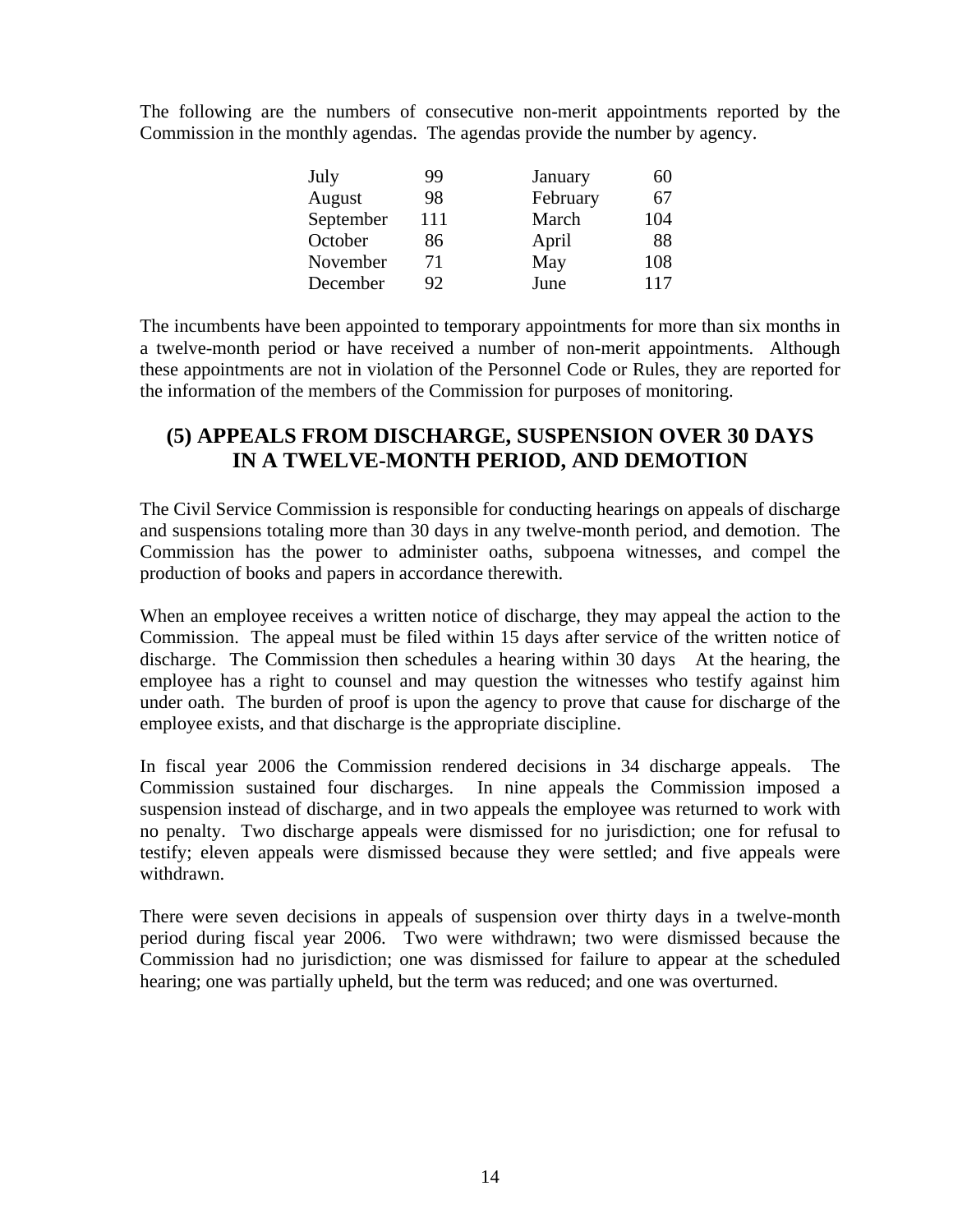The following are the numbers of consecutive non-merit appointments reported by the Commission in the monthly agendas. The agendas provide the number by agency.

| | | | |
|---|---|---|---|
| July | 99 | January | 60 |
| August | 98 | February | 67 |
| September | 111 | March | 104 |
| October | 86 | April | 88 |
| November | 71 | May | 108 |
| December | 92 | June | 117 |

The incumbents have been appointed to temporary appointments for more than six months in a twelve-month period or have received a number of non-merit appointments. Although these appointments are not in violation of the Personnel Code or Rules, they are reported for the information of the members of the Commission for purposes of monitoring.

## (5) APPEALS FROM DISCHARGE, SUSPENSION OVER 30 DAYS IN A TWELVE-MONTH PERIOD, AND DEMOTION

The Civil Service Commission is responsible for conducting hearings on appeals of discharge and suspensions totaling more than 30 days in any twelve-month period, and demotion. The Commission has the power to administer oaths, subpoena witnesses, and compel the production of books and papers in accordance therewith.

When an employee receives a written notice of discharge, they may appeal the action to the Commission. The appeal must be filed within 15 days after service of the written notice of discharge. The Commission then schedules a hearing within 30 days At the hearing, the employee has a right to counsel and may question the witnesses who testify against him under oath. The burden of proof is upon the agency to prove that cause for discharge of the employee exists, and that discharge is the appropriate discipline.

In fiscal year 2006 the Commission rendered decisions in 34 discharge appeals. The Commission sustained four discharges. In nine appeals the Commission imposed a suspension instead of discharge, and in two appeals the employee was returned to work with no penalty. Two discharge appeals were dismissed for no jurisdiction; one for refusal to testify; eleven appeals were dismissed because they were settled; and five appeals were withdrawn.

There were seven decisions in appeals of suspension over thirty days in a twelve-month period during fiscal year 2006. Two were withdrawn; two were dismissed because the Commission had no jurisdiction; one was dismissed for failure to appear at the scheduled hearing; one was partially upheld, but the term was reduced; and one was overturned.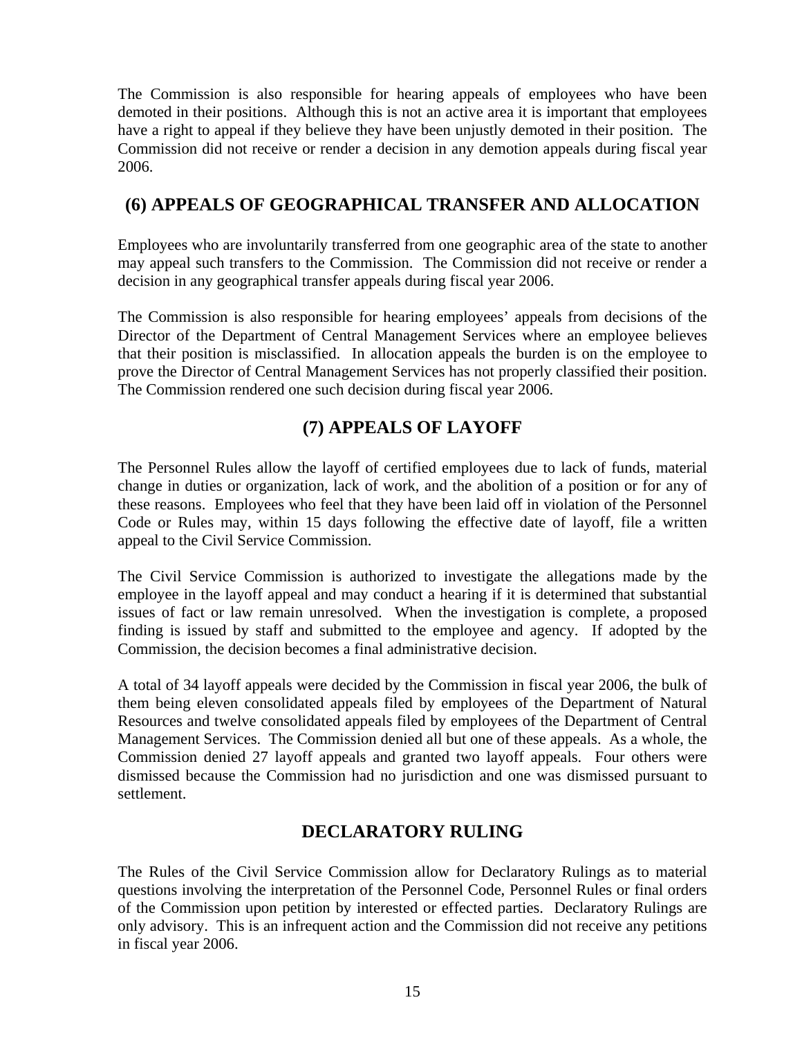The Commission is also responsible for hearing appeals of employees who have been demoted in their positions. Although this is not an active area it is important that employees have a right to appeal if they believe they have been unjustly demoted in their position. The Commission did not receive or render a decision in any demotion appeals during fiscal year 2006.

## (6) APPEALS OF GEOGRAPHICAL TRANSFER AND ALLOCATION

Employees who are involuntarily transferred from one geographic area of the state to another may appeal such transfers to the Commission. The Commission did not receive or render a decision in any geographical transfer appeals during fiscal year 2006.

The Commission is also responsible for hearing employees' appeals from decisions of the Director of the Department of Central Management Services where an employee believes that their position is misclassified. In allocation appeals the burden is on the employee to prove the Director of Central Management Services has not properly classified their position. The Commission rendered one such decision during fiscal year 2006.

## (7) APPEALS OF LAYOFF

The Personnel Rules allow the layoff of certified employees due to lack of funds, material change in duties or organization, lack of work, and the abolition of a position or for any of these reasons. Employees who feel that they have been laid off in violation of the Personnel Code or Rules may, within 15 days following the effective date of layoff, file a written appeal to the Civil Service Commission.

The Civil Service Commission is authorized to investigate the allegations made by the employee in the layoff appeal and may conduct a hearing if it is determined that substantial issues of fact or law remain unresolved. When the investigation is complete, a proposed finding is issued by staff and submitted to the employee and agency. If adopted by the Commission, the decision becomes a final administrative decision.

A total of 34 layoff appeals were decided by the Commission in fiscal year 2006, the bulk of them being eleven consolidated appeals filed by employees of the Department of Natural Resources and twelve consolidated appeals filed by employees of the Department of Central Management Services. The Commission denied all but one of these appeals. As a whole, the Commission denied 27 layoff appeals and granted two layoff appeals. Four others were dismissed because the Commission had no jurisdiction and one was dismissed pursuant to settlement.

## DECLARATORY RULING

The Rules of the Civil Service Commission allow for Declaratory Rulings as to material questions involving the interpretation of the Personnel Code, Personnel Rules or final orders of the Commission upon petition by interested or effected parties. Declaratory Rulings are only advisory. This is an infrequent action and the Commission did not receive any petitions in fiscal year 2006.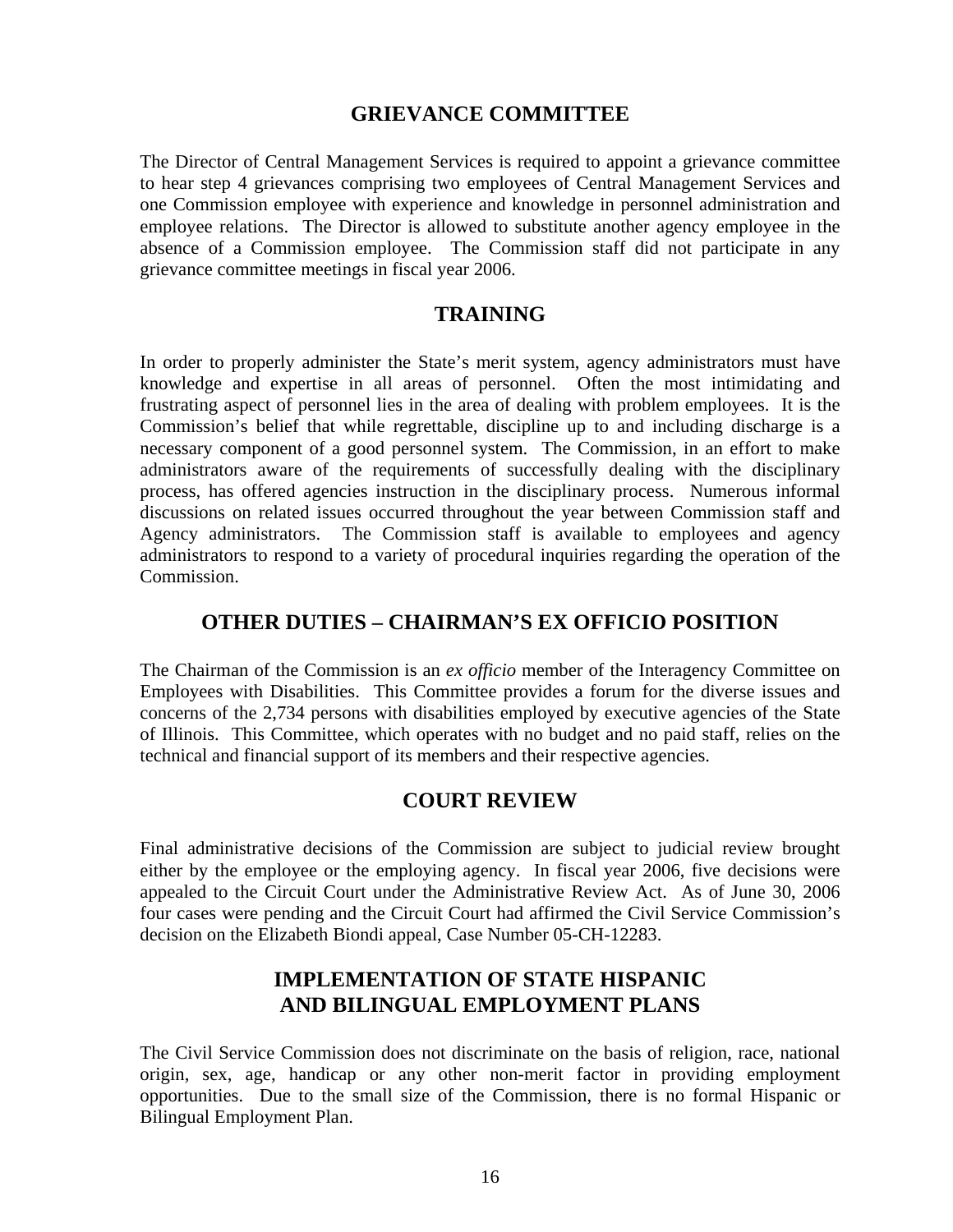## GRIEVANCE COMMITTEE

The Director of Central Management Services is required to appoint a grievance committee to hear step 4 grievances comprising two employees of Central Management Services and one Commission employee with experience and knowledge in personnel administration and employee relations. The Director is allowed to substitute another agency employee in the absence of a Commission employee. The Commission staff did not participate in any grievance committee meetings in fiscal year 2006.

## TRAINING

In order to properly administer the State's merit system, agency administrators must have knowledge and expertise in all areas of personnel. Often the most intimidating and frustrating aspect of personnel lies in the area of dealing with problem employees. It is the Commission's belief that while regrettable, discipline up to and including discharge is a necessary component of a good personnel system. The Commission, in an effort to make administrators aware of the requirements of successfully dealing with the disciplinary process, has offered agencies instruction in the disciplinary process. Numerous informal discussions on related issues occurred throughout the year between Commission staff and Agency administrators. The Commission staff is available to employees and agency administrators to respond to a variety of procedural inquiries regarding the operation of the Commission.

## OTHER DUTIES – CHAIRMAN'S EX OFFICIO POSITION

The Chairman of the Commission is an *ex officio* member of the Interagency Committee on Employees with Disabilities. This Committee provides a forum for the diverse issues and concerns of the 2,734 persons with disabilities employed by executive agencies of the State of Illinois. This Committee, which operates with no budget and no paid staff, relies on the technical and financial support of its members and their respective agencies.

## COURT REVIEW

Final administrative decisions of the Commission are subject to judicial review brought either by the employee or the employing agency. In fiscal year 2006, five decisions were appealed to the Circuit Court under the Administrative Review Act. As of June 30, 2006 four cases were pending and the Circuit Court had affirmed the Civil Service Commission's decision on the Elizabeth Biondi appeal, Case Number 05-CH-12283.

## IMPLEMENTATION OF STATE HISPANIC AND BILINGUAL EMPLOYMENT PLANS

The Civil Service Commission does not discriminate on the basis of religion, race, national origin, sex, age, handicap or any other non-merit factor in providing employment opportunities. Due to the small size of the Commission, there is no formal Hispanic or Bilingual Employment Plan.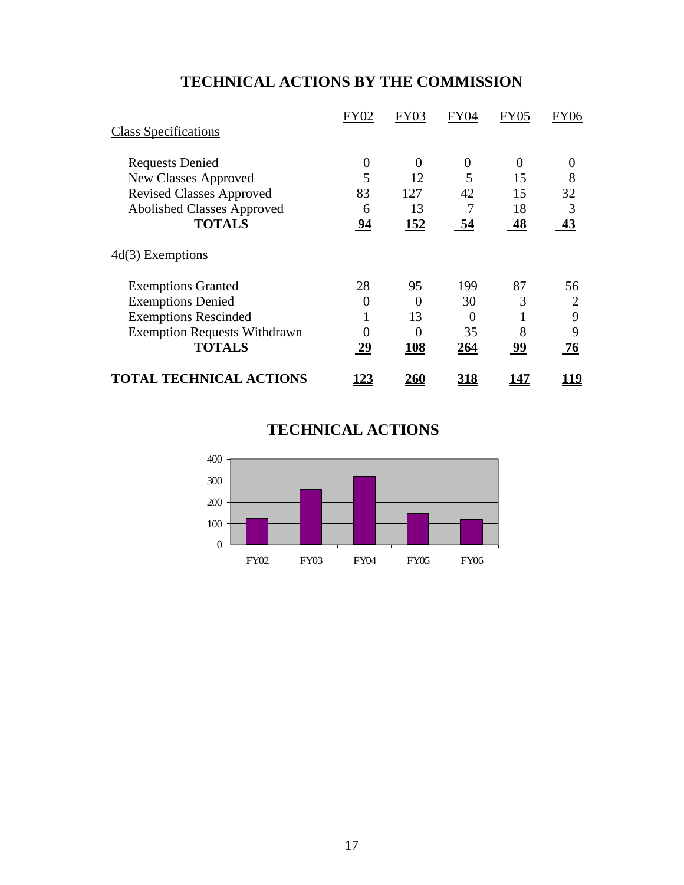# TECHNICAL ACTIONS BY THE COMMISSION

| | FY02 | FY03 | FY04 | FY05 | FY06 |
|---|---|---|---|---|---|
| Class Specifications | | | | | |
| Requests Denied | 0 | 0 | 0 | 0 | 0 |
| New Classes Approved | 5 | 12 | 5 | 15 | 8 |
| Revised Classes Approved | 83 | 127 | 42 | 15 | 32 |
| Abolished Classes Approved | 6 | 13 | 7 | 18 | 3 |
| **TOTALS** | **94** | **152** | **54** | **48** | **43** |
| 4d(3) Exemptions | | | | | |
| Exemptions Granted | 28 | 95 | 199 | 87 | 56 |
| Exemptions Denied | 0 | 0 | 30 | 3 | 2 |
| Exemptions Rescinded | 1 | 13 | 0 | 1 | 9 |
| Exemption Requests Withdrawn | 0 | 0 | 35 | 8 | 9 |
| **TOTALS** | **29** | **108** | **264** | **99** | **76** |
| **TOTAL TECHNICAL ACTIONS** | **123** | **260** | **318** | **147** | **119** |

## TECHNICAL ACTIONS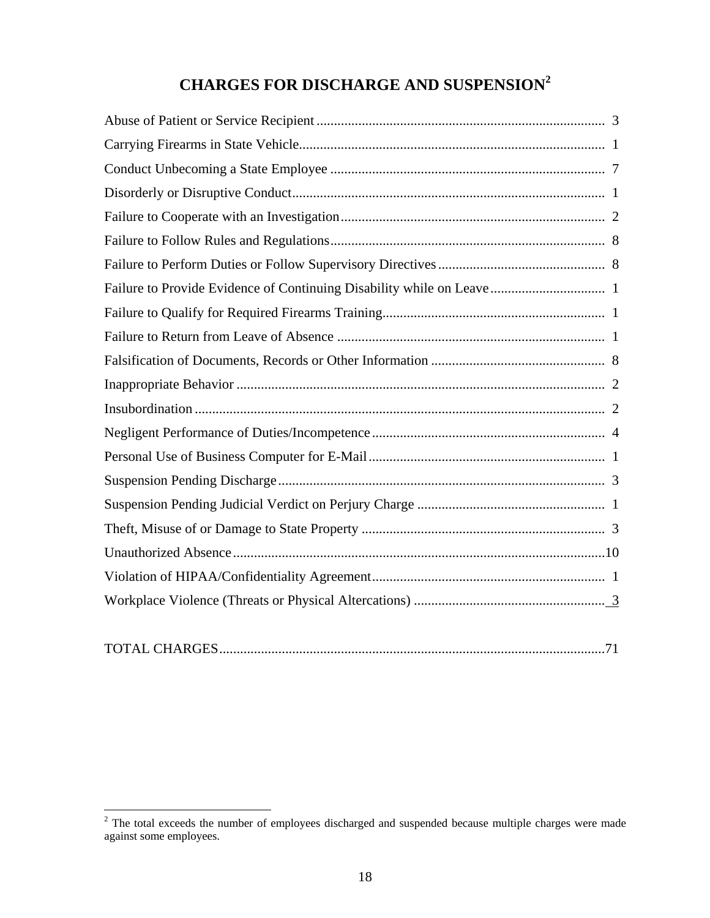# CHARGES FOR DISCHARGE AND SUSPENSION[2]

| Charge | Number |
|---|---|
| Abuse of Patient or Service Recipient | 3 |
| Carrying Firearms in State Vehicle | 1 |
| Conduct Unbecoming a State Employee | 7 |
| Disorderly or Disruptive Conduct | 1 |
| Failure to Cooperate with an Investigation | 2 |
| Failure to Follow Rules and Regulations | 8 |
| Failure to Perform Duties or Follow Supervisory Directives | 8 |
| Failure to Provide Evidence of Continuing Disability while on Leave | 1 |
| Failure to Qualify for Required Firearms Training | 1 |
| Failure to Return from Leave of Absence | 1 |
| Falsification of Documents, Records or Other Information | 8 |
| Inappropriate Behavior | 2 |
| Insubordination | 2 |
| Negligent Performance of Duties/Incompetence | 4 |
| Personal Use of Business Computer for E-Mail | 1 |
| Suspension Pending Discharge | 3 |
| Suspension Pending Judicial Verdict on Perjury Charge | 1 |
| Theft, Misuse of or Damage to State Property | 3 |
| Unauthorized Absence | 10 |
| Violation of HIPAA/Confidentiality Agreement | 1 |
| Workplace Violence (Threats or Physical Altercations) | 3 |
| TOTAL CHARGES | 71 |

[2] The total exceeds the number of employees discharged and suspended because multiple charges were made against some employees.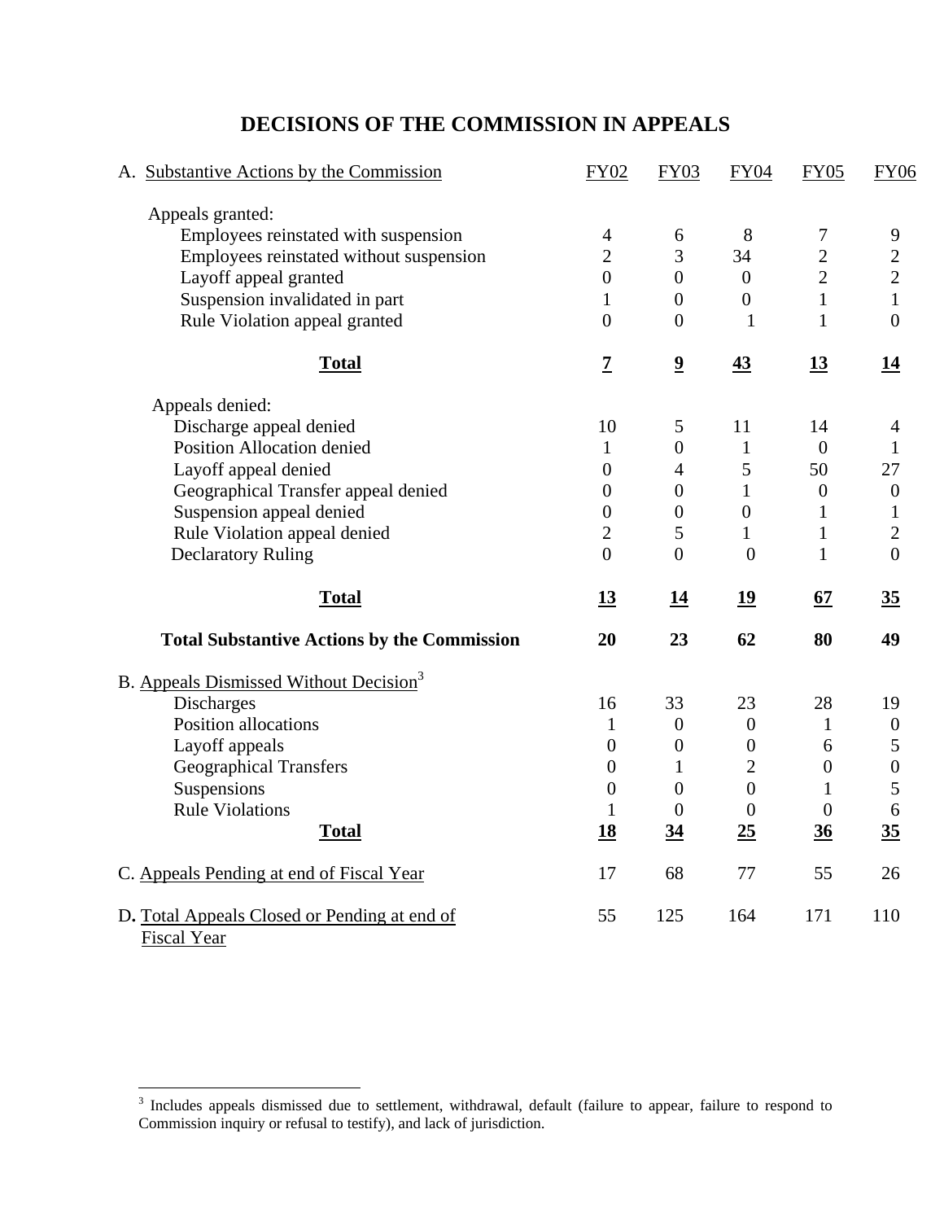# DECISIONS OF THE COMMISSION IN APPEALS

| A. Substantive Actions by the Commission | FY02 | FY03 | FY04 | FY05 | FY06 |
|---|---|---|---|---|---|
| Appeals granted: | | | | | |
| Employees reinstated with suspension | 4 | 6 | 8 | 7 | 9 |
| Employees reinstated without suspension | 2 | 3 | 34 | 2 | 2 |
| Layoff appeal granted | 0 | 0 | 0 | 2 | 2 |
| Suspension invalidated in part | 1 | 0 | 0 | 1 | 1 |
| Rule Violation appeal granted | 0 | 0 | 1 | 1 | 0 |
| **Total** | **7** | **9** | **43** | **13** | **14** |
| Appeals denied: | | | | | |
| Discharge appeal denied | 10 | 5 | 11 | 14 | 4 |
| Position Allocation denied | 1 | 0 | 1 | 0 | 1 |
| Layoff appeal denied | 0 | 4 | 5 | 50 | 27 |
| Geographical Transfer appeal denied | 0 | 0 | 1 | 0 | 0 |
| Suspension appeal denied | 0 | 0 | 0 | 1 | 1 |
| Rule Violation appeal denied | 2 | 5 | 1 | 1 | 2 |
| Declaratory Ruling | 0 | 0 | 0 | 1 | 0 |
| **Total** | **13** | **14** | **19** | **67** | **35** |
| **Total Substantive Actions by the Commission** | **20** | **23** | **62** | **80** | **49** |
| B. Appeals Dismissed Without Decision[3] | | | | | |
| Discharges | 16 | 33 | 23 | 28 | 19 |
| Position allocations | 1 | 0 | 0 | 1 | 0 |
| Layoff appeals | 0 | 0 | 0 | 6 | 5 |
| Geographical Transfers | 0 | 1 | 2 | 0 | 0 |
| Suspensions | 0 | 0 | 0 | 1 | 5 |
| Rule Violations | 1 | 0 | 0 | 0 | 6 |
| **Total** | **18** | **34** | **25** | **36** | **35** |
| C. Appeals Pending at end of Fiscal Year | 17 | 68 | 77 | 55 | 26 |
| D. Total Appeals Closed or Pending at end of Fiscal Year | 55 | 125 | 164 | 171 | 110 |

[3] Includes appeals dismissed due to settlement, withdrawal, default (failure to appear, failure to respond to Commission inquiry or refusal to testify), and lack of jurisdiction.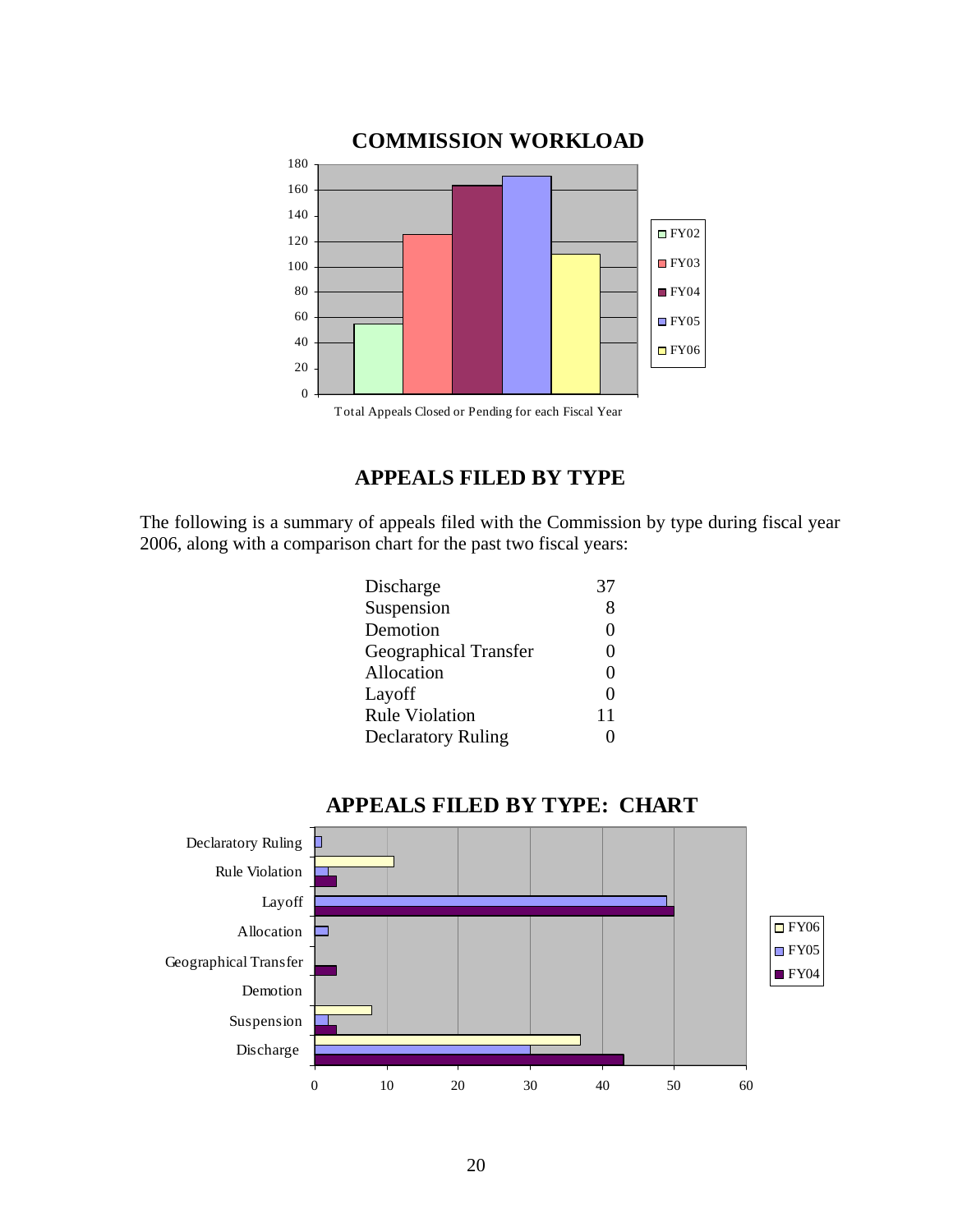## COMMISSION WORKLOAD

Total Appeals Closed or Pending for each Fiscal Year

## APPEALS FILED BY TYPE

The following is a summary of appeals filed with the Commission by type during fiscal year 2006, along with a comparison chart for the past two fiscal years:

| | |
|---|---|
| Discharge | 37 |
| Suspension | 8 |
| Demotion | 0 |
| Geographical Transfer | 0 |
| Allocation | 0 |
| Layoff | 0 |
| Rule Violation | 11 |
| Declaratory Ruling | 0 |

## APPEALS FILED BY TYPE: CHART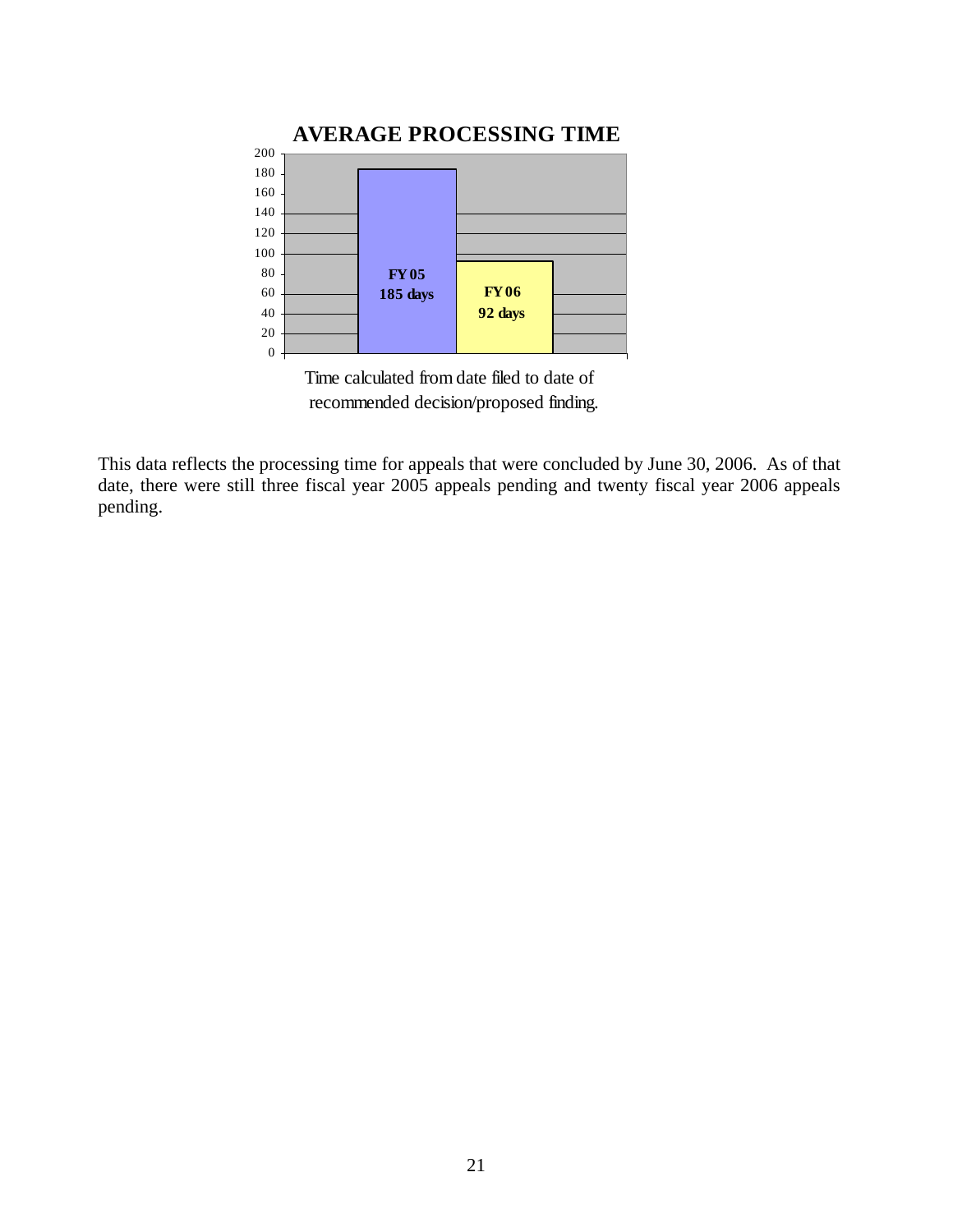## AVERAGE PROCESSING TIME

| Fiscal Year | Average Processing Time |
| --- | --- |
| FY 05 | 185 days |
| FY 06 | 92 days |

Time calculated from date filed to date of recommended decision/proposed finding.

This data reflects the processing time for appeals that were concluded by June 30, 2006. As of that date, there were still three fiscal year 2005 appeals pending and twenty fiscal year 2006 appeals pending.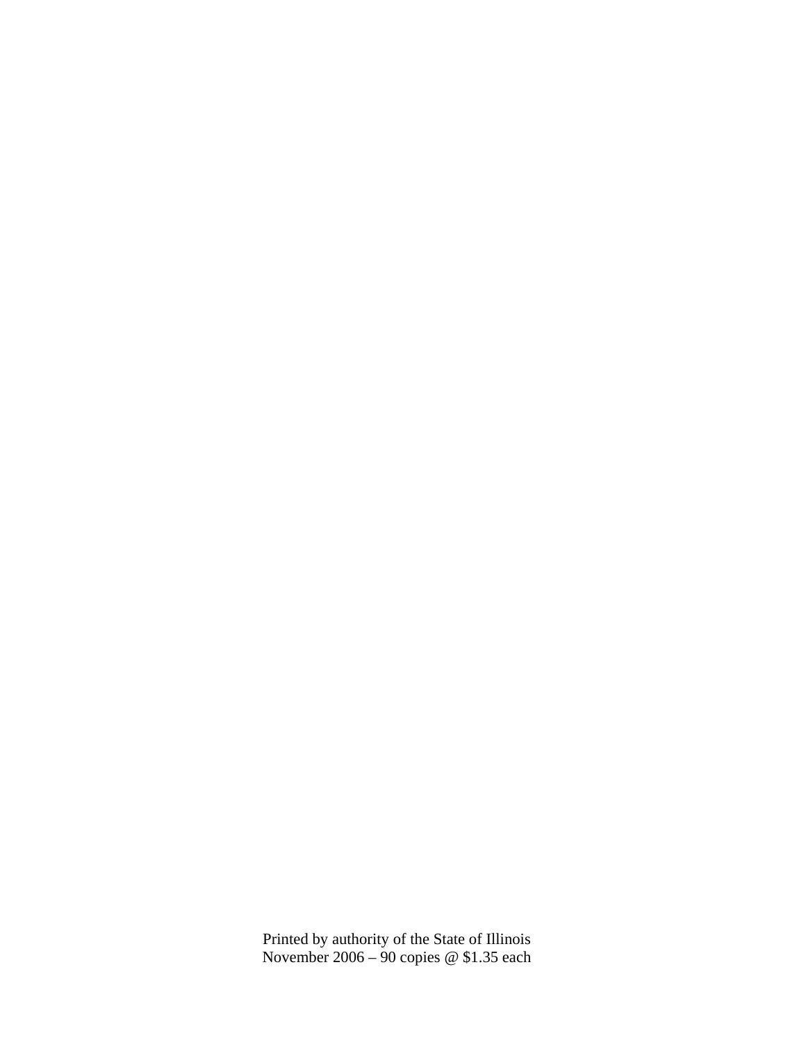Printed by authority of the State of Illinois
November 2006 – 90 copies @ $1.35 each